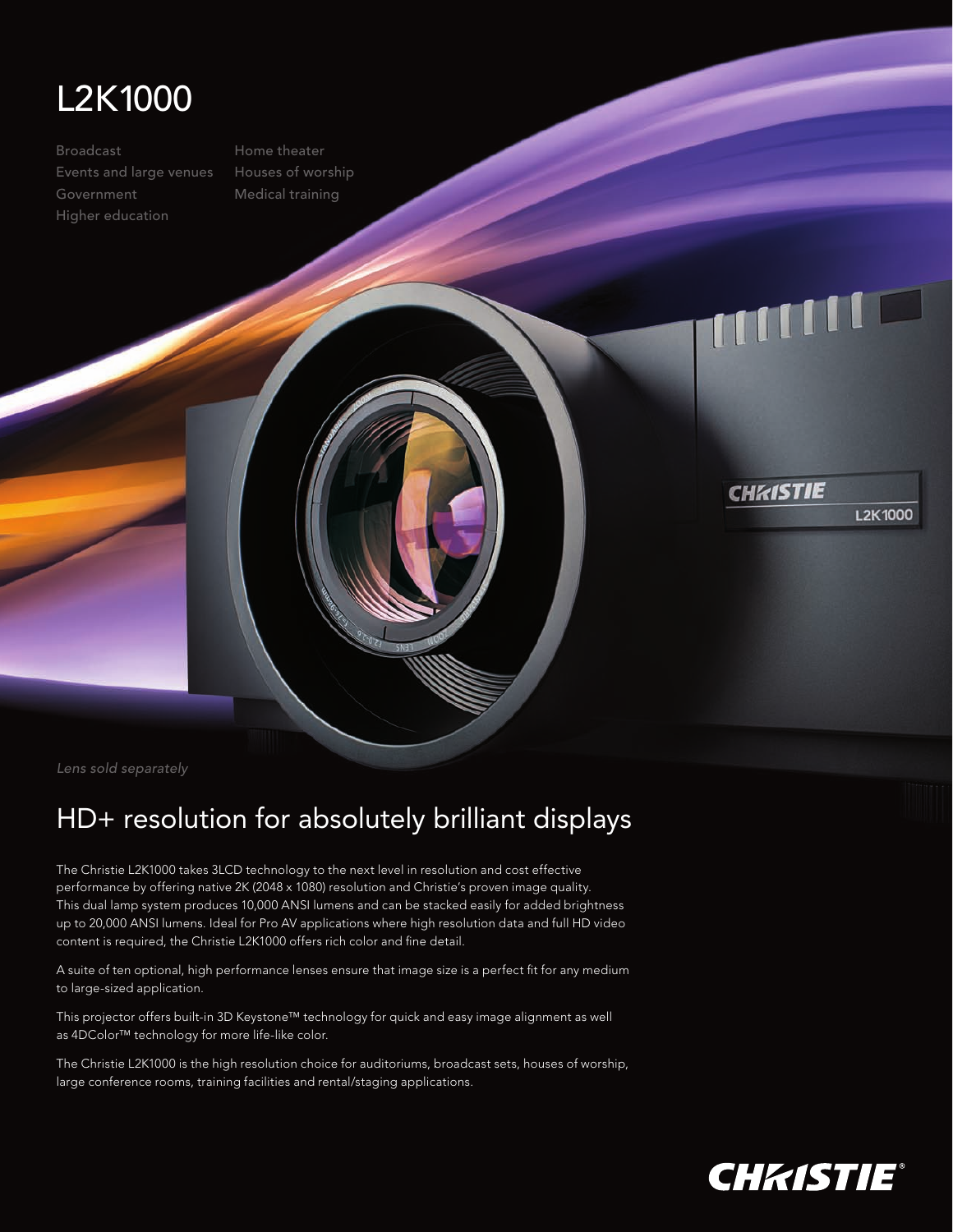# L2K1000

- Broadcast
- Events and large venues
- Government
- Higher education
- Home theater
- Houses of worship
- Medical training

*Lens sold separately*

## HD+ resolution for absolutely brilliant displays

The Christie L2K1000 takes 3LCD technology to the next level in resolution and cost effective performance by offering native 2K (2048 x 1080) resolution and Christie's proven image quality. This dual lamp system produces 10,000 ANSI lumens and can be stacked easily for added brightness up to 20,000 ANSI lumens. Ideal for Pro AV applications where high resolution data and full HD video content is required, the Christie L2K1000 offers rich color and fine detail.

A suite of ten optional, high performance lenses ensure that image size is a perfect fit for any medium to large-sized application.

This projector offers built-in 3D Keystone™ technology for quick and easy image alignment as well as 4DColor™ technology for more life-like color.

The Christie L2K1000 is the high resolution choice for auditoriums, broadcast sets, houses of worship, large conference rooms, training facilities and rental/staging applications.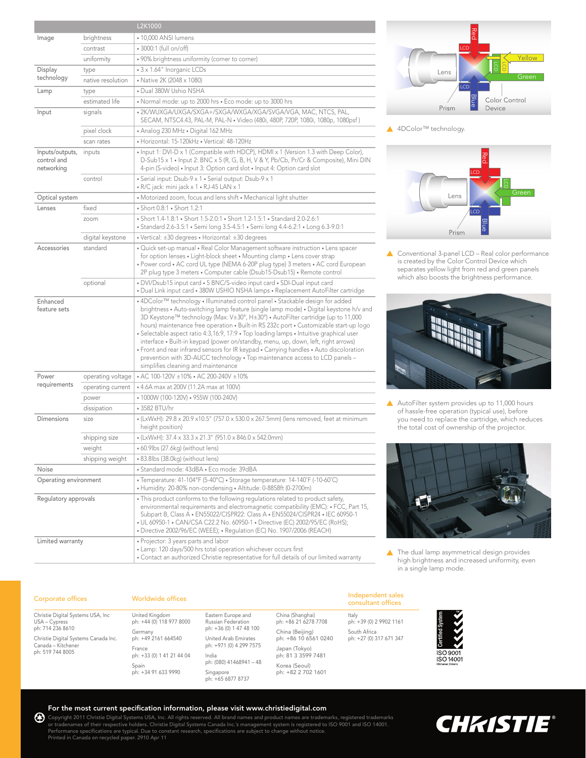| | | L2K1000 |
|---|---|---|
| Image | brightness | • 10,000 ANSI lumens |
| | contrast | • 3000:1 (full on/off) |
| | uniformity | • 90% brightness uniformity (corner to corner) |
| Display technology | type | • 3 x 1.64" Inorganic LCDs |
| | native resolution | • Native 2K (2048 x 1080) |
| Lamp | type | • Dual 380W Ushio NSHA |
| | estimated life | • Normal mode: up to 2000 hrs • Eco mode: up to 3000 hrs |
| Input | signals | • 2K/WUXGA/UXGA/SXGA+/SXGA/WXGA/XGA/SVGA/VGA, MAC, NTCS, PAL, SECAM, NTSC4.43, PAL-M, PAL-N • Video (480i, 480P, 720P, 1080i, 1080p, 1080psf ) |
| | pixel clock | • Analog 230 MHz • Digital 162 MHz |
| | scan rates | • Horizontal: 15-120kHz • Vertical: 48-120Hz |
| Inputs/outputs, control and networking | inputs | • Input 1: DVI-D x 1 (Compatible with HDCP), HDMI x 1 (Version 1.3 with Deep Color), D-Sub15 x 1 • Input 2: BNC x 5 (R, G, B, H, V & Y, Pb/Cb, Pr/Cr & Composite), Mini DIN 4-pin (S-video) • Input 3: Option card slot • Input 4: Option card slot |
| | control | • Serial input: Dsub-9 x 1 • Serial output: Dsub-9 x 1 • R/C jack: mini jack x 1 • RJ-45 LAN x 1 |
| Optical system | | • Motorized zoom, focus and lens shift • Mechanical light shutter |
| Lenses | fixed | • Short 0.8:1 • Short 1.2:1 |
| | zoom | • Short 1.4-1.8:1 • Short 1.5-2.0:1 • Short 1.2-1.5:1 • Standard 2.0-2.6:1 • Standard 2.6-3.5:1 • Semi long 3.5-4.5:1 • Semi long 4.4-6.2:1 • Long 6.3-9.0:1 |
| | digital keystone | • Vertical: ±30 degrees • Horizontal: ±30 degrees |
| Accessories | standard | • Quick set-up manual • Real Color Management software instruction • Lens spacer for option lenses • Light-block sheet • Mounting clamp • Lens cover strap • Power cord • AC cord UL type (NEMA 6-20P plug type) 3 meters • AC cord European 2P plug type 3 meters • Computer cable (Dsub15-Dsub15) • Remote control |
| | optional | • DVI/Dsub15 input card • 5 BNC/S-video input card • SDI-Dual input card • Dual Link input card • 380W USHIO NSHA lamps • Replacement AutoFilter cartridge |
| Enhanced feature sets | | • 4DColor™ technology • Illuminated control panel • Stackable design for added brightness • Auto-switching lamp feature (single lamp mode) • Digital keystone h/v and 3D Keystone™ technology (Max: V±30°, H±30°) • AutoFilter cartridge (up to 11,000 hours) maintenance free operation • Built-in RS 232c port • Customizable start-up logo • Selectable aspect ratio 4:3,16:9, 17:9 • Top loading lamps • Intuitive graphical user interface • Built-in keypad (power on/standby, menu, up, down, left, right arrows) • Front and rear infrared sensors for IR keypad • Carrying handles • Auto discoloration prevention with 3D-AUCC technology • Top maintenance access to LCD panels – simplifies cleaning and maintenance |
| Power requirements | operating voltage | • AC 100-120V ±10% • AC 200-240V ±10% |
| | operating current | • 4.6A max at 200V (11.2A max at 100V) |
| | power | • 1000W (100-120V) • 955W (100-240V) |
| | dissipation | • 3582 BTU/hr |
| Dimensions | size | • (LxWxH): 29.8 x 20.9 x10.5" (757.0 x 530.0 x 267.5mm) (lens removed, feet at minimum height position) |
| | shipping size | • (LxWxH): 37.4 x 33.3 x 21.3" (951.0 x 846.0 x 542.0mm) |
| | weight | • 60.9lbs (27.6kg) (without lens) |
| | shipping weight | • 83.8lbs (38.0kg) (without lens) |
| Noise | | • Standard mode: 43dBA • Eco mode: 39dBA |
| Operating environment | | • Temperature: 41-104°F (5-40°C) • Storage temperature: 14-140°F (-10-60°C) • Humidity: 20-80% non-condensing • Altitude: 0-8858ft (0-2700m) |
| Regulatory approvals | | • This product conforms to the following regulations related to product safety, environmental requirements and electromagnetic compatibility (EMC): • FCC, Part 15, Subpart B, Class A • EN55022/CISPR22: Class A • EN55024/CISPR24 • IEC 60950-1 • UL 60950-1 • CAN/CSA C22.2 No. 60950-1 • Directive (EC) 2002/95/EC (RoHS); • Directive 2002/96/EC (WEEE); • Regulation (EC) No. 1907/2006 (REACH) |
| Limited warranty | | • Projector: 3 years parts and labor • Lamp: 120 days/500 hrs total operation whichever occurs first • Contact an authorized Christie representative for full details of our limited warranty |

Red
LCD
Yellow
LCD
LCD
Green
Lens
LCD
Blue
Color Control Device
Prism

4DColor™ technology.

Red
LCD
LCD
Green
Lens
LCD
Blue
Prism

Conventional 3-panel LCD – Real color performance is created by the Color Control Device which separates yellow light from red and green panels which also boosts the brightness performance.

AutoFilter system provides up to 11,000 hours of hassle-free operation (typical use), before you need to replace the cartridge, which reduces the total cost of ownership of the projector.

The dual lamp asymmetrical design provides high brightness and increased uniformity, even in a single lamp mode.

## Corporate offices

Christie Digital Systems USA, Inc
USA – Cypress
ph: 714 236 8610

Christie Digital Systems Canada Inc.
Canada – Kitchener
ph: 519 744 8005

## Worldwide offices

United Kingdom
ph: +44 (0) 118 977 8000

Germany
ph: +49 2161 664540

France
ph: +33 (0) 1 41 21 44 04

Spain
ph: +34 91 633 9990

Eastern Europe and Russian Federation
ph: +36 (0) 1 47 48 100

United Arab Emirates
ph: +971 (0) 4 299 7575

India
ph: (080) 41468941 – 48

Singapore
ph: +65 6877 8737

China (Shanghai)
ph: +86 21 6278 7708

China (Beijing)
ph: +86 10 6561 0240

Japan (Tokyo)
ph: 81 3 3599 7481

Korea (Seoul)
ph: +82 2 702 1601

## Independent sales consultant offices

Italy
ph: +39 (0) 2 9902 1161

South Africa
ph: +27 (0) 317 671 347

Certified System
ISO 9001
ISO 14001
Kitchener, Ontario

**For the most current specification information, please visit www.christiedigital.com**

Copyright 2011 Christie Digital Systems USA, Inc. All rights reserved. All brand names and product names are trademarks, registered trademarks or tradenames of their respective holders. Christie Digital Systems Canada Inc.'s management system is registered to ISO 9001 and ISO 14001. Performance specifications are typical. Due to constant research, specifications are subject to change without notice.
Printed in Canada on recycled paper. 2910 Apr 11

CHRISTIE®